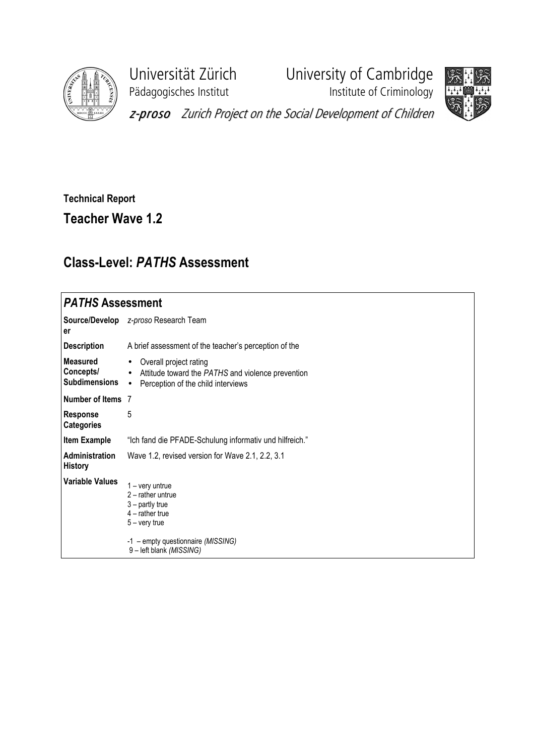Universität Zürich
Pädagogisches Institut

University of Cambridge
Institute of Criminology

*z-proso* *Zurich Project on the Social Development of Children*

**Technical Report**

## Teacher Wave 1.2

## Class-Level: *PATHS* Assessment

| ***PATHS* Assessment** | |
|---|---|
| **Source/Developer** | *z-proso* Research Team |
| **Description** | A brief assessment of the teacher's perception of the |
| **Measured Concepts/ Subdimensions** | • Overall project rating<br>• Attitude toward the *PATHS* and violence prevention<br>• Perception of the child interviews |
| **Number of Items** | 7 |
| **Response Categories** | 5 |
| **Item Example** | "Ich fand die PFADE-Schulung informativ und hilfreich." |
| **Administration History** | Wave 1.2, revised version for Wave 2.1, 2.2, 3.1 |
| **Variable Values** | 1 – very untrue<br>2 – rather untrue<br>3 – partly true<br>4 – rather true<br>5 – very true<br><br>-1 – empty questionnaire *(MISSING)*<br>9 – left blank *(MISSING)* |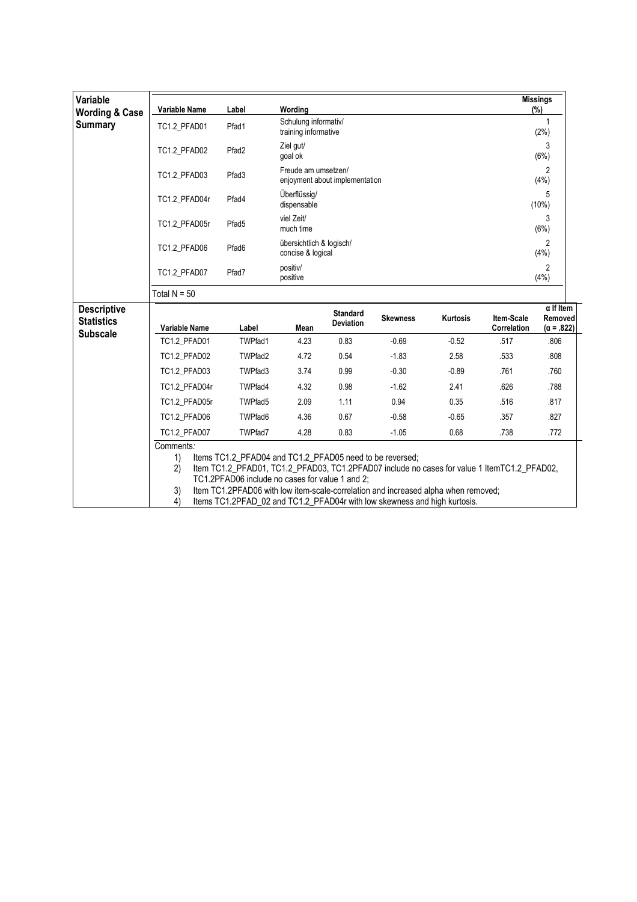**Variable Wording & Case Summary**

| Variable Name | Label | Wording | Missings (%) |
|---|---|---|---|
| TC1.2_PFAD01 | Pfad1 | Schulung informativ/ training informative | 1 (2%) |
| TC1.2_PFAD02 | Pfad2 | Ziel gut/ goal ok | 3 (6%) |
| TC1.2_PFAD03 | Pfad3 | Freude am umsetzen/ enjoyment about implementation | 2 (4%) |
| TC1.2_PFAD04r | Pfad4 | Überflüssig/ dispensable | 5 (10%) |
| TC1.2_PFAD05r | Pfad5 | viel Zeit/ much time | 3 (6%) |
| TC1.2_PFAD06 | Pfad6 | übersichtlich & logisch/ concise & logical | 2 (4%) |
| TC1.2_PFAD07 | Pfad7 | positiv/ positive | 2 (4%) |

Total N = 50

**Descriptive Statistics Subscale**

| Variable Name | Label | Mean | Standard Deviation | Skewness | Kurtosis | Item-Scale Correlation | α If Item Removed (α = .822) |
|---|---|---|---|---|---|---|---|
| TC1.2_PFAD01 | TWPfad1 | 4.23 | 0.83 | -0.69 | -0.52 | .517 | .806 |
| TC1.2_PFAD02 | TWPfad2 | 4.72 | 0.54 | -1.83 | 2.58 | .533 | .808 |
| TC1.2_PFAD03 | TWPfad3 | 3.74 | 0.99 | -0.30 | -0.89 | .761 | .760 |
| TC1.2_PFAD04r | TWPfad4 | 4.32 | 0.98 | -1.62 | 2.41 | .626 | .788 |
| TC1.2_PFAD05r | TWPfad5 | 2.09 | 1.11 | 0.94 | 0.35 | .516 | .817 |
| TC1.2_PFAD06 | TWPfad6 | 4.36 | 0.67 | -0.58 | -0.65 | .357 | .827 |
| TC1.2_PFAD07 | TWPfad7 | 4.28 | 0.83 | -1.05 | 0.68 | .738 | .772 |

Comments:

1) Items TC1.2_PFAD04 and TC1.2_PFAD05 need to be reversed;
2) Item TC1.2_PFAD01, TC1.2_PFAD03, TC1.2PFAD07 include no cases for value 1 ItemTC1.2_PFAD02, TC1.2PFAD06 include no cases for value 1 and 2;
3) Item TC1.2PFAD06 with low item-scale-correlation and increased alpha when removed;
4) Items TC1.2PFAD_02 and TC1.2_PFAD04r with low skewness and high kurtosis.